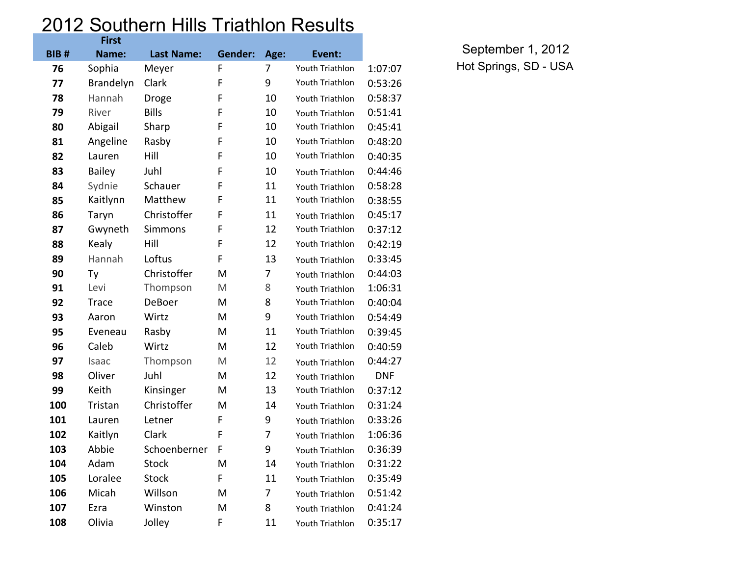# 2012 Southern Hills Triathlon Results

September 1, 2012
Hot Springs, SD - USA

| BIB # | First Name: | Last Name: | Gender: | Age: | Event: | |
|---|---|---|---|---|---|---|
| 76 | Sophia | Meyer | F | 7 | Youth Triathlon | 1:07:07 |
| 77 | Brandelyn | Clark | F | 9 | Youth Triathlon | 0:53:26 |
| 78 | Hannah | Droge | F | 10 | Youth Triathlon | 0:58:37 |
| 79 | River | Bills | F | 10 | Youth Triathlon | 0:51:41 |
| 80 | Abigail | Sharp | F | 10 | Youth Triathlon | 0:45:41 |
| 81 | Angeline | Rasby | F | 10 | Youth Triathlon | 0:48:20 |
| 82 | Lauren | Hill | F | 10 | Youth Triathlon | 0:40:35 |
| 83 | Bailey | Juhl | F | 10 | Youth Triathlon | 0:44:46 |
| 84 | Sydnie | Schauer | F | 11 | Youth Triathlon | 0:58:28 |
| 85 | Kaitlynn | Matthew | F | 11 | Youth Triathlon | 0:38:55 |
| 86 | Taryn | Christoffer | F | 11 | Youth Triathlon | 0:45:17 |
| 87 | Gwyneth | Simmons | F | 12 | Youth Triathlon | 0:37:12 |
| 88 | Kealy | Hill | F | 12 | Youth Triathlon | 0:42:19 |
| 89 | Hannah | Loftus | F | 13 | Youth Triathlon | 0:33:45 |
| 90 | Ty | Christoffer | M | 7 | Youth Triathlon | 0:44:03 |
| 91 | Levi | Thompson | M | 8 | Youth Triathlon | 1:06:31 |
| 92 | Trace | DeBoer | M | 8 | Youth Triathlon | 0:40:04 |
| 93 | Aaron | Wirtz | M | 9 | Youth Triathlon | 0:54:49 |
| 95 | Eveneau | Rasby | M | 11 | Youth Triathlon | 0:39:45 |
| 96 | Caleb | Wirtz | M | 12 | Youth Triathlon | 0:40:59 |
| 97 | Isaac | Thompson | M | 12 | Youth Triathlon | 0:44:27 |
| 98 | Oliver | Juhl | M | 12 | Youth Triathlon | DNF |
| 99 | Keith | Kinsinger | M | 13 | Youth Triathlon | 0:37:12 |
| 100 | Tristan | Christoffer | M | 14 | Youth Triathlon | 0:31:24 |
| 101 | Lauren | Letner | F | 9 | Youth Triathlon | 0:33:26 |
| 102 | Kaitlyn | Clark | F | 7 | Youth Triathlon | 1:06:36 |
| 103 | Abbie | Schoenberner | F | 9 | Youth Triathlon | 0:36:39 |
| 104 | Adam | Stock | M | 14 | Youth Triathlon | 0:31:22 |
| 105 | Loralee | Stock | F | 11 | Youth Triathlon | 0:35:49 |
| 106 | Micah | Willson | M | 7 | Youth Triathlon | 0:51:42 |
| 107 | Ezra | Winston | M | 8 | Youth Triathlon | 0:41:24 |
| 108 | Olivia | Jolley | F | 11 | Youth Triathlon | 0:35:17 |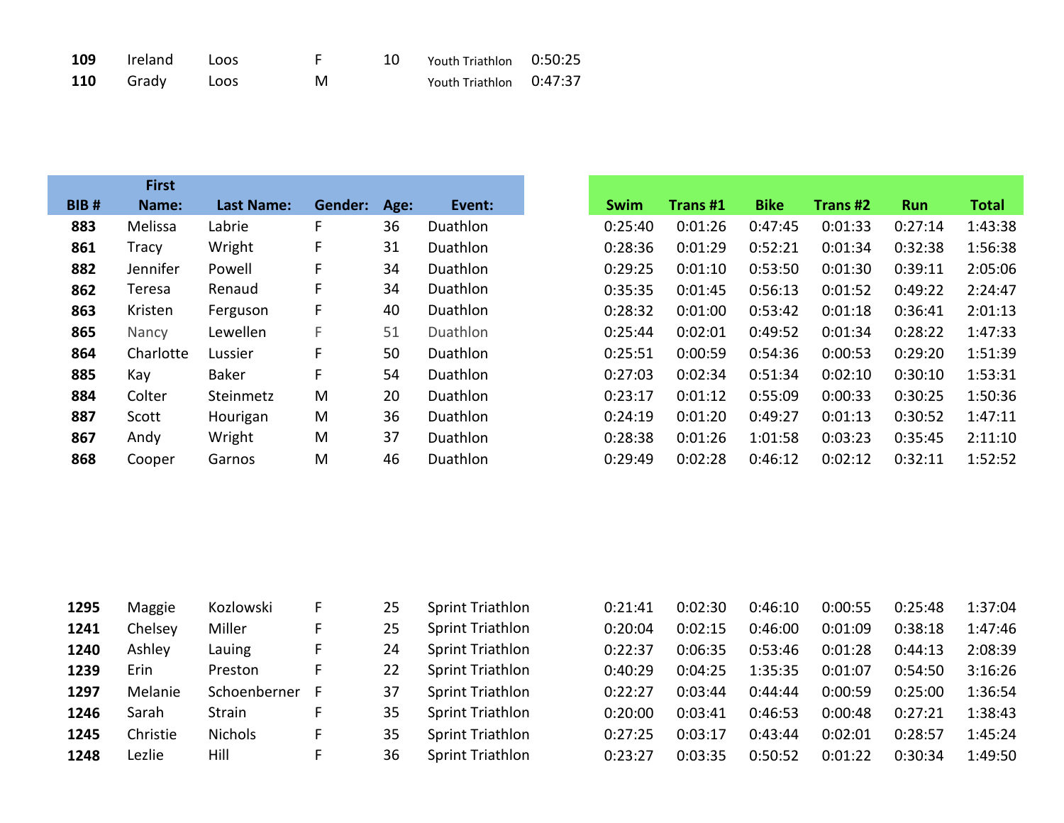| BIB # | First Name: | Last Name: | Gender: | Age: | Event: | Swim | Trans #1 | Bike | Trans #2 | Run | Total |
|---|---|---|---|---|---|---|---|---|---|---|---|
| **109** | Ireland | Loos | F | 10 | Youth Triathlon | 0:50:25 | | | | | |
| **110** | Grady | Loos | M | | Youth Triathlon | 0:47:37 | | | | | |
| **883** | Melissa | Labrie | F | 36 | Duathlon | 0:25:40 | 0:01:26 | 0:47:45 | 0:01:33 | 0:27:14 | 1:43:38 |
| **861** | Tracy | Wright | F | 31 | Duathlon | 0:28:36 | 0:01:29 | 0:52:21 | 0:01:34 | 0:32:38 | 1:56:38 |
| **882** | Jennifer | Powell | F | 34 | Duathlon | 0:29:25 | 0:01:10 | 0:53:50 | 0:01:30 | 0:39:11 | 2:05:06 |
| **862** | Teresa | Renaud | F | 34 | Duathlon | 0:35:35 | 0:01:45 | 0:56:13 | 0:01:52 | 0:49:22 | 2:24:47 |
| **863** | Kristen | Ferguson | F | 40 | Duathlon | 0:28:32 | 0:01:00 | 0:53:42 | 0:01:18 | 0:36:41 | 2:01:13 |
| **865** | Nancy | Lewellen | F | 51 | Duathlon | 0:25:44 | 0:02:01 | 0:49:52 | 0:01:34 | 0:28:22 | 1:47:33 |
| **864** | Charlotte | Lussier | F | 50 | Duathlon | 0:25:51 | 0:00:59 | 0:54:36 | 0:00:53 | 0:29:20 | 1:51:39 |
| **885** | Kay | Baker | F | 54 | Duathlon | 0:27:03 | 0:02:34 | 0:51:34 | 0:02:10 | 0:30:10 | 1:53:31 |
| **884** | Colter | Steinmetz | M | 20 | Duathlon | 0:23:17 | 0:01:12 | 0:55:09 | 0:00:33 | 0:30:25 | 1:50:36 |
| **887** | Scott | Hourigan | M | 36 | Duathlon | 0:24:19 | 0:01:20 | 0:49:27 | 0:01:13 | 0:30:52 | 1:47:11 |
| **867** | Andy | Wright | M | 37 | Duathlon | 0:28:38 | 0:01:26 | 1:01:58 | 0:03:23 | 0:35:45 | 2:11:10 |
| **868** | Cooper | Garnos | M | 46 | Duathlon | 0:29:49 | 0:02:28 | 0:46:12 | 0:02:12 | 0:32:11 | 1:52:52 |
| **1295** | Maggie | Kozlowski | F | 25 | Sprint Triathlon | 0:21:41 | 0:02:30 | 0:46:10 | 0:00:55 | 0:25:48 | 1:37:04 |
| **1241** | Chelsey | Miller | F | 25 | Sprint Triathlon | 0:20:04 | 0:02:15 | 0:46:00 | 0:01:09 | 0:38:18 | 1:47:46 |
| **1240** | Ashley | Lauing | F | 24 | Sprint Triathlon | 0:22:37 | 0:06:35 | 0:53:46 | 0:01:28 | 0:44:13 | 2:08:39 |
| **1239** | Erin | Preston | F | 22 | Sprint Triathlon | 0:40:29 | 0:04:25 | 1:35:35 | 0:01:07 | 0:54:50 | 3:16:26 |
| **1297** | Melanie | Schoenberner | F | 37 | Sprint Triathlon | 0:22:27 | 0:03:44 | 0:44:44 | 0:00:59 | 0:25:00 | 1:36:54 |
| **1246** | Sarah | Strain | F | 35 | Sprint Triathlon | 0:20:00 | 0:03:41 | 0:46:53 | 0:00:48 | 0:27:21 | 1:38:43 |
| **1245** | Christie | Nichols | F | 35 | Sprint Triathlon | 0:27:25 | 0:03:17 | 0:43:44 | 0:02:01 | 0:28:57 | 1:45:24 |
| **1248** | Lezlie | Hill | F | 36 | Sprint Triathlon | 0:23:27 | 0:03:35 | 0:50:52 | 0:01:22 | 0:30:34 | 1:49:50 |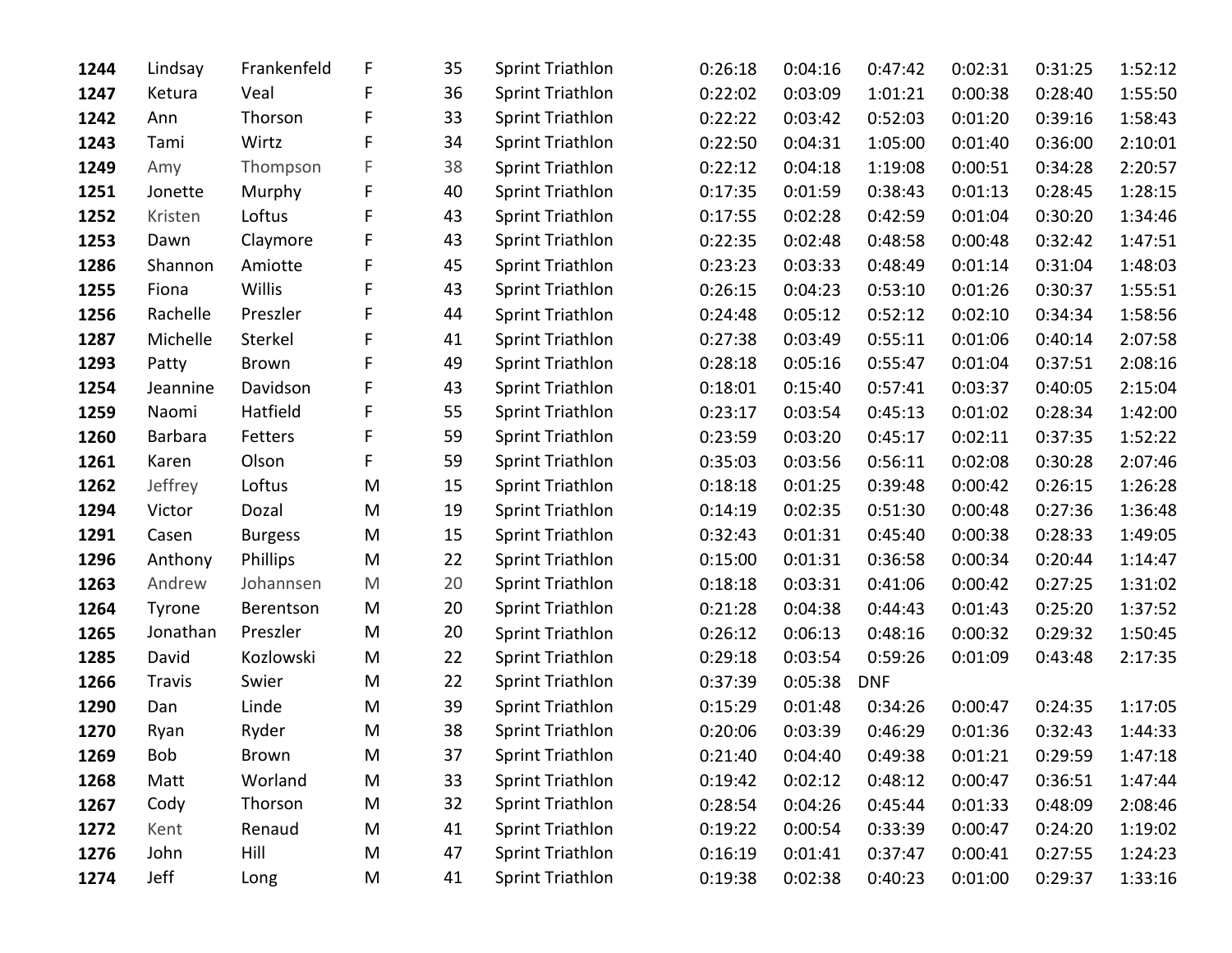| | | | | | | | | | | | |
|---|---|---|---|---|---|---|---|---|---|---|---|
| **1244** | Lindsay | Frankenfeld | F | 35 | Sprint Triathlon | 0:26:18 | 0:04:16 | 0:47:42 | 0:02:31 | 0:31:25 | 1:52:12 |
| **1247** | Ketura | Veal | F | 36 | Sprint Triathlon | 0:22:02 | 0:03:09 | 1:01:21 | 0:00:38 | 0:28:40 | 1:55:50 |
| **1242** | Ann | Thorson | F | 33 | Sprint Triathlon | 0:22:22 | 0:03:42 | 0:52:03 | 0:01:20 | 0:39:16 | 1:58:43 |
| **1243** | Tami | Wirtz | F | 34 | Sprint Triathlon | 0:22:50 | 0:04:31 | 1:05:00 | 0:01:40 | 0:36:00 | 2:10:01 |
| **1249** | Amy | Thompson | F | 38 | Sprint Triathlon | 0:22:12 | 0:04:18 | 1:19:08 | 0:00:51 | 0:34:28 | 2:20:57 |
| **1251** | Jonette | Murphy | F | 40 | Sprint Triathlon | 0:17:35 | 0:01:59 | 0:38:43 | 0:01:13 | 0:28:45 | 1:28:15 |
| **1252** | Kristen | Loftus | F | 43 | Sprint Triathlon | 0:17:55 | 0:02:28 | 0:42:59 | 0:01:04 | 0:30:20 | 1:34:46 |
| **1253** | Dawn | Claymore | F | 43 | Sprint Triathlon | 0:22:35 | 0:02:48 | 0:48:58 | 0:00:48 | 0:32:42 | 1:47:51 |
| **1286** | Shannon | Amiotte | F | 45 | Sprint Triathlon | 0:23:23 | 0:03:33 | 0:48:49 | 0:01:14 | 0:31:04 | 1:48:03 |
| **1255** | Fiona | Willis | F | 43 | Sprint Triathlon | 0:26:15 | 0:04:23 | 0:53:10 | 0:01:26 | 0:30:37 | 1:55:51 |
| **1256** | Rachelle | Preszler | F | 44 | Sprint Triathlon | 0:24:48 | 0:05:12 | 0:52:12 | 0:02:10 | 0:34:34 | 1:58:56 |
| **1287** | Michelle | Sterkel | F | 41 | Sprint Triathlon | 0:27:38 | 0:03:49 | 0:55:11 | 0:01:06 | 0:40:14 | 2:07:58 |
| **1293** | Patty | Brown | F | 49 | Sprint Triathlon | 0:28:18 | 0:05:16 | 0:55:47 | 0:01:04 | 0:37:51 | 2:08:16 |
| **1254** | Jeannine | Davidson | F | 43 | Sprint Triathlon | 0:18:01 | 0:15:40 | 0:57:41 | 0:03:37 | 0:40:05 | 2:15:04 |
| **1259** | Naomi | Hatfield | F | 55 | Sprint Triathlon | 0:23:17 | 0:03:54 | 0:45:13 | 0:01:02 | 0:28:34 | 1:42:00 |
| **1260** | Barbara | Fetters | F | 59 | Sprint Triathlon | 0:23:59 | 0:03:20 | 0:45:17 | 0:02:11 | 0:37:35 | 1:52:22 |
| **1261** | Karen | Olson | F | 59 | Sprint Triathlon | 0:35:03 | 0:03:56 | 0:56:11 | 0:02:08 | 0:30:28 | 2:07:46 |
| **1262** | Jeffrey | Loftus | M | 15 | Sprint Triathlon | 0:18:18 | 0:01:25 | 0:39:48 | 0:00:42 | 0:26:15 | 1:26:28 |
| **1294** | Victor | Dozal | M | 19 | Sprint Triathlon | 0:14:19 | 0:02:35 | 0:51:30 | 0:00:48 | 0:27:36 | 1:36:48 |
| **1291** | Casen | Burgess | M | 15 | Sprint Triathlon | 0:32:43 | 0:01:31 | 0:45:40 | 0:00:38 | 0:28:33 | 1:49:05 |
| **1296** | Anthony | Phillips | M | 22 | Sprint Triathlon | 0:15:00 | 0:01:31 | 0:36:58 | 0:00:34 | 0:20:44 | 1:14:47 |
| **1263** | Andrew | Johannsen | M | 20 | Sprint Triathlon | 0:18:18 | 0:03:31 | 0:41:06 | 0:00:42 | 0:27:25 | 1:31:02 |
| **1264** | Tyrone | Berentson | M | 20 | Sprint Triathlon | 0:21:28 | 0:04:38 | 0:44:43 | 0:01:43 | 0:25:20 | 1:37:52 |
| **1265** | Jonathan | Preszler | M | 20 | Sprint Triathlon | 0:26:12 | 0:06:13 | 0:48:16 | 0:00:32 | 0:29:32 | 1:50:45 |
| **1285** | David | Kozlowski | M | 22 | Sprint Triathlon | 0:29:18 | 0:03:54 | 0:59:26 | 0:01:09 | 0:43:48 | 2:17:35 |
| **1266** | Travis | Swier | M | 22 | Sprint Triathlon | 0:37:39 | 0:05:38 | DNF | | | |
| **1290** | Dan | Linde | M | 39 | Sprint Triathlon | 0:15:29 | 0:01:48 | 0:34:26 | 0:00:47 | 0:24:35 | 1:17:05 |
| **1270** | Ryan | Ryder | M | 38 | Sprint Triathlon | 0:20:06 | 0:03:39 | 0:46:29 | 0:01:36 | 0:32:43 | 1:44:33 |
| **1269** | Bob | Brown | M | 37 | Sprint Triathlon | 0:21:40 | 0:04:40 | 0:49:38 | 0:01:21 | 0:29:59 | 1:47:18 |
| **1268** | Matt | Worland | M | 33 | Sprint Triathlon | 0:19:42 | 0:02:12 | 0:48:12 | 0:00:47 | 0:36:51 | 1:47:44 |
| **1267** | Cody | Thorson | M | 32 | Sprint Triathlon | 0:28:54 | 0:04:26 | 0:45:44 | 0:01:33 | 0:48:09 | 2:08:46 |
| **1272** | Kent | Renaud | M | 41 | Sprint Triathlon | 0:19:22 | 0:00:54 | 0:33:39 | 0:00:47 | 0:24:20 | 1:19:02 |
| **1276** | John | Hill | M | 47 | Sprint Triathlon | 0:16:19 | 0:01:41 | 0:37:47 | 0:00:41 | 0:27:55 | 1:24:23 |
| **1274** | Jeff | Long | M | 41 | Sprint Triathlon | 0:19:38 | 0:02:38 | 0:40:23 | 0:01:00 | 0:29:37 | 1:33:16 |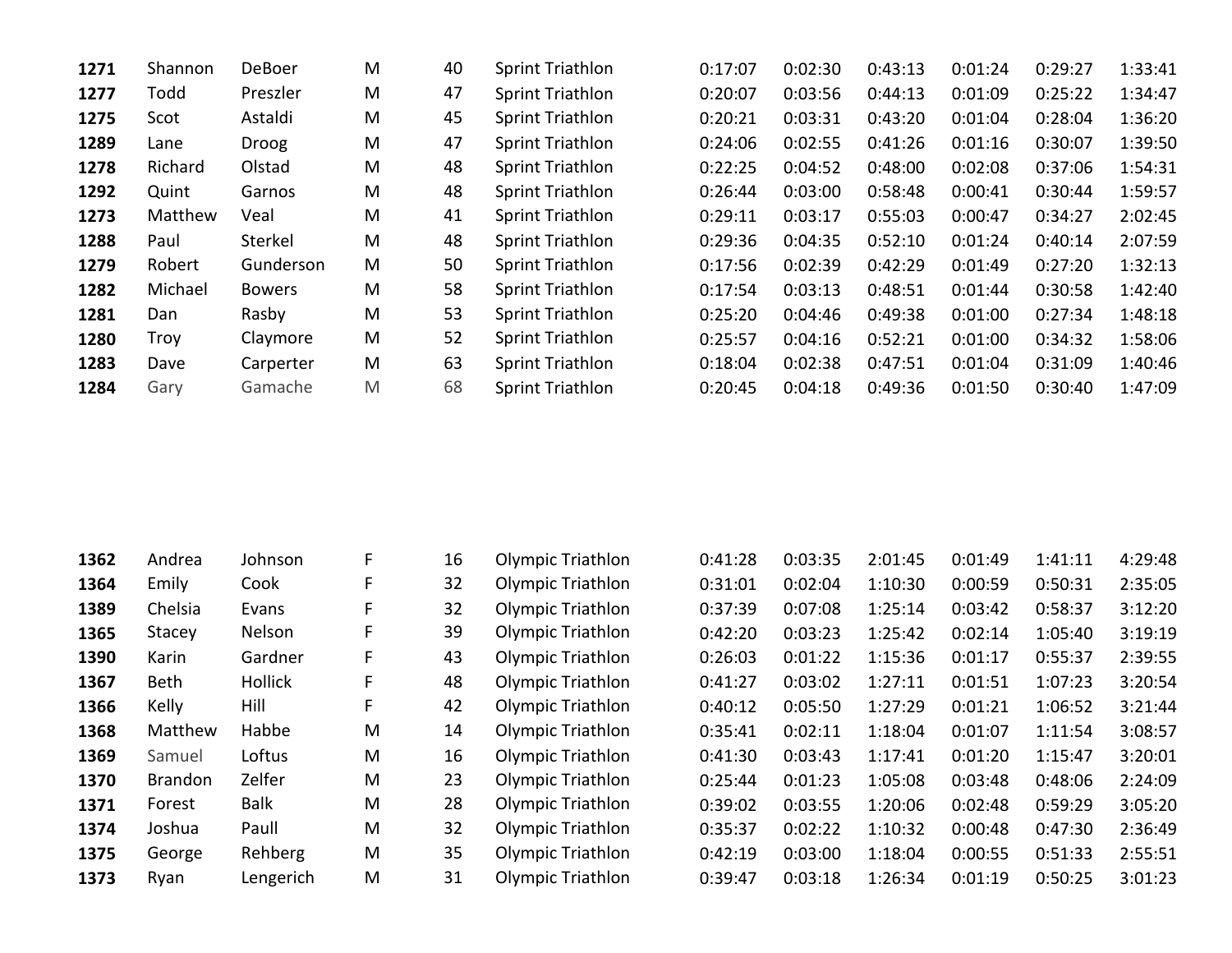| | | | | | | | | | | | |
|---|---|---|---|---|---|---|---|---|---|---|---|
| **1271** | Shannon | DeBoer | M | 40 | Sprint Triathlon | 0:17:07 | 0:02:30 | 0:43:13 | 0:01:24 | 0:29:27 | 1:33:41 |
| **1277** | Todd | Preszler | M | 47 | Sprint Triathlon | 0:20:07 | 0:03:56 | 0:44:13 | 0:01:09 | 0:25:22 | 1:34:47 |
| **1275** | Scot | Astaldi | M | 45 | Sprint Triathlon | 0:20:21 | 0:03:31 | 0:43:20 | 0:01:04 | 0:28:04 | 1:36:20 |
| **1289** | Lane | Droog | M | 47 | Sprint Triathlon | 0:24:06 | 0:02:55 | 0:41:26 | 0:01:16 | 0:30:07 | 1:39:50 |
| **1278** | Richard | Olstad | M | 48 | Sprint Triathlon | 0:22:25 | 0:04:52 | 0:48:00 | 0:02:08 | 0:37:06 | 1:54:31 |
| **1292** | Quint | Garnos | M | 48 | Sprint Triathlon | 0:26:44 | 0:03:00 | 0:58:48 | 0:00:41 | 0:30:44 | 1:59:57 |
| **1273** | Matthew | Veal | M | 41 | Sprint Triathlon | 0:29:11 | 0:03:17 | 0:55:03 | 0:00:47 | 0:34:27 | 2:02:45 |
| **1288** | Paul | Sterkel | M | 48 | Sprint Triathlon | 0:29:36 | 0:04:35 | 0:52:10 | 0:01:24 | 0:40:14 | 2:07:59 |
| **1279** | Robert | Gunderson | M | 50 | Sprint Triathlon | 0:17:56 | 0:02:39 | 0:42:29 | 0:01:49 | 0:27:20 | 1:32:13 |
| **1282** | Michael | Bowers | M | 58 | Sprint Triathlon | 0:17:54 | 0:03:13 | 0:48:51 | 0:01:44 | 0:30:58 | 1:42:40 |
| **1281** | Dan | Rasby | M | 53 | Sprint Triathlon | 0:25:20 | 0:04:46 | 0:49:38 | 0:01:00 | 0:27:34 | 1:48:18 |
| **1280** | Troy | Claymore | M | 52 | Sprint Triathlon | 0:25:57 | 0:04:16 | 0:52:21 | 0:01:00 | 0:34:32 | 1:58:06 |
| **1283** | Dave | Carperter | M | 63 | Sprint Triathlon | 0:18:04 | 0:02:38 | 0:47:51 | 0:01:04 | 0:31:09 | 1:40:46 |
| **1284** | Gary | Gamache | M | 68 | Sprint Triathlon | 0:20:45 | 0:04:18 | 0:49:36 | 0:01:50 | 0:30:40 | 1:47:09 |

| | | | | | | | | | | | |
|---|---|---|---|---|---|---|---|---|---|---|---|
| **1362** | Andrea | Johnson | F | 16 | Olympic Triathlon | 0:41:28 | 0:03:35 | 2:01:45 | 0:01:49 | 1:41:11 | 4:29:48 |
| **1364** | Emily | Cook | F | 32 | Olympic Triathlon | 0:31:01 | 0:02:04 | 1:10:30 | 0:00:59 | 0:50:31 | 2:35:05 |
| **1389** | Chelsia | Evans | F | 32 | Olympic Triathlon | 0:37:39 | 0:07:08 | 1:25:14 | 0:03:42 | 0:58:37 | 3:12:20 |
| **1365** | Stacey | Nelson | F | 39 | Olympic Triathlon | 0:42:20 | 0:03:23 | 1:25:42 | 0:02:14 | 1:05:40 | 3:19:19 |
| **1390** | Karin | Gardner | F | 43 | Olympic Triathlon | 0:26:03 | 0:01:22 | 1:15:36 | 0:01:17 | 0:55:37 | 2:39:55 |
| **1367** | Beth | Hollick | F | 48 | Olympic Triathlon | 0:41:27 | 0:03:02 | 1:27:11 | 0:01:51 | 1:07:23 | 3:20:54 |
| **1366** | Kelly | Hill | F | 42 | Olympic Triathlon | 0:40:12 | 0:05:50 | 1:27:29 | 0:01:21 | 1:06:52 | 3:21:44 |
| **1368** | Matthew | Habbe | M | 14 | Olympic Triathlon | 0:35:41 | 0:02:11 | 1:18:04 | 0:01:07 | 1:11:54 | 3:08:57 |
| **1369** | Samuel | Loftus | M | 16 | Olympic Triathlon | 0:41:30 | 0:03:43 | 1:17:41 | 0:01:20 | 1:15:47 | 3:20:01 |
| **1370** | Brandon | Zelfer | M | 23 | Olympic Triathlon | 0:25:44 | 0:01:23 | 1:05:08 | 0:03:48 | 0:48:06 | 2:24:09 |
| **1371** | Forest | Balk | M | 28 | Olympic Triathlon | 0:39:02 | 0:03:55 | 1:20:06 | 0:02:48 | 0:59:29 | 3:05:20 |
| **1374** | Joshua | Paull | M | 32 | Olympic Triathlon | 0:35:37 | 0:02:22 | 1:10:32 | 0:00:48 | 0:47:30 | 2:36:49 |
| **1375** | George | Rehberg | M | 35 | Olympic Triathlon | 0:42:19 | 0:03:00 | 1:18:04 | 0:00:55 | 0:51:33 | 2:55:51 |
| **1373** | Ryan | Lengerich | M | 31 | Olympic Triathlon | 0:39:47 | 0:03:18 | 1:26:34 | 0:01:19 | 0:50:25 | 3:01:23 |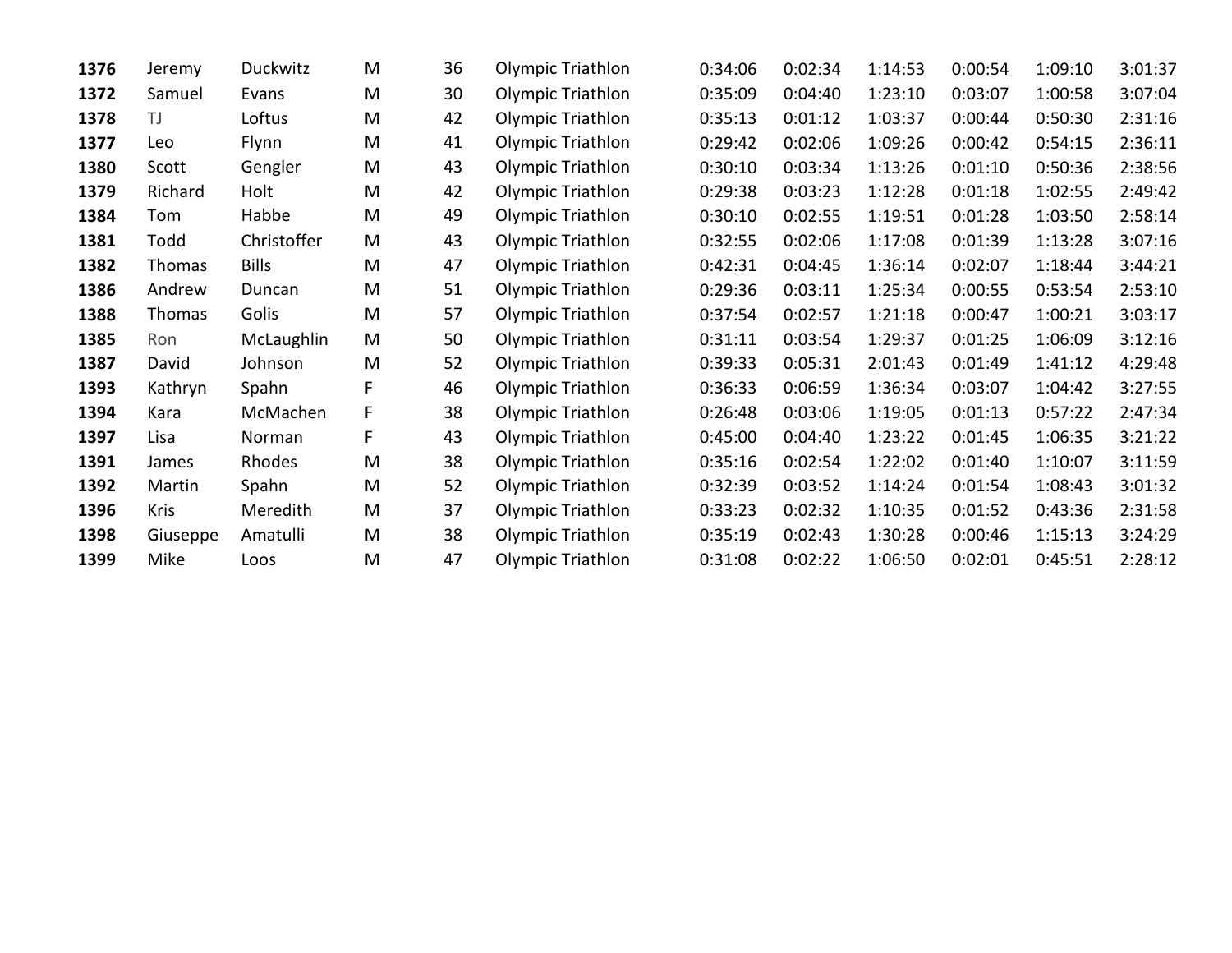| | | | | | | | | | | | |
|---|---|---|---|---|---|---|---|---|---|---|---|
| **1376** | Jeremy | Duckwitz | M | 36 | Olympic Triathlon | 0:34:06 | 0:02:34 | 1:14:53 | 0:00:54 | 1:09:10 | 3:01:37 |
| **1372** | Samuel | Evans | M | 30 | Olympic Triathlon | 0:35:09 | 0:04:40 | 1:23:10 | 0:03:07 | 1:00:58 | 3:07:04 |
| **1378** | TJ | Loftus | M | 42 | Olympic Triathlon | 0:35:13 | 0:01:12 | 1:03:37 | 0:00:44 | 0:50:30 | 2:31:16 |
| **1377** | Leo | Flynn | M | 41 | Olympic Triathlon | 0:29:42 | 0:02:06 | 1:09:26 | 0:00:42 | 0:54:15 | 2:36:11 |
| **1380** | Scott | Gengler | M | 43 | Olympic Triathlon | 0:30:10 | 0:03:34 | 1:13:26 | 0:01:10 | 0:50:36 | 2:38:56 |
| **1379** | Richard | Holt | M | 42 | Olympic Triathlon | 0:29:38 | 0:03:23 | 1:12:28 | 0:01:18 | 1:02:55 | 2:49:42 |
| **1384** | Tom | Habbe | M | 49 | Olympic Triathlon | 0:30:10 | 0:02:55 | 1:19:51 | 0:01:28 | 1:03:50 | 2:58:14 |
| **1381** | Todd | Christoffer | M | 43 | Olympic Triathlon | 0:32:55 | 0:02:06 | 1:17:08 | 0:01:39 | 1:13:28 | 3:07:16 |
| **1382** | Thomas | Bills | M | 47 | Olympic Triathlon | 0:42:31 | 0:04:45 | 1:36:14 | 0:02:07 | 1:18:44 | 3:44:21 |
| **1386** | Andrew | Duncan | M | 51 | Olympic Triathlon | 0:29:36 | 0:03:11 | 1:25:34 | 0:00:55 | 0:53:54 | 2:53:10 |
| **1388** | Thomas | Golis | M | 57 | Olympic Triathlon | 0:37:54 | 0:02:57 | 1:21:18 | 0:00:47 | 1:00:21 | 3:03:17 |
| **1385** | Ron | McLaughlin | M | 50 | Olympic Triathlon | 0:31:11 | 0:03:54 | 1:29:37 | 0:01:25 | 1:06:09 | 3:12:16 |
| **1387** | David | Johnson | M | 52 | Olympic Triathlon | 0:39:33 | 0:05:31 | 2:01:43 | 0:01:49 | 1:41:12 | 4:29:48 |
| **1393** | Kathryn | Spahn | F | 46 | Olympic Triathlon | 0:36:33 | 0:06:59 | 1:36:34 | 0:03:07 | 1:04:42 | 3:27:55 |
| **1394** | Kara | McMachen | F | 38 | Olympic Triathlon | 0:26:48 | 0:03:06 | 1:19:05 | 0:01:13 | 0:57:22 | 2:47:34 |
| **1397** | Lisa | Norman | F | 43 | Olympic Triathlon | 0:45:00 | 0:04:40 | 1:23:22 | 0:01:45 | 1:06:35 | 3:21:22 |
| **1391** | James | Rhodes | M | 38 | Olympic Triathlon | 0:35:16 | 0:02:54 | 1:22:02 | 0:01:40 | 1:10:07 | 3:11:59 |
| **1392** | Martin | Spahn | M | 52 | Olympic Triathlon | 0:32:39 | 0:03:52 | 1:14:24 | 0:01:54 | 1:08:43 | 3:01:32 |
| **1396** | Kris | Meredith | M | 37 | Olympic Triathlon | 0:33:23 | 0:02:32 | 1:10:35 | 0:01:52 | 0:43:36 | 2:31:58 |
| **1398** | Giuseppe | Amatulli | M | 38 | Olympic Triathlon | 0:35:19 | 0:02:43 | 1:30:28 | 0:00:46 | 1:15:13 | 3:24:29 |
| **1399** | Mike | Loos | M | 47 | Olympic Triathlon | 0:31:08 | 0:02:22 | 1:06:50 | 0:02:01 | 0:45:51 | 2:28:12 |